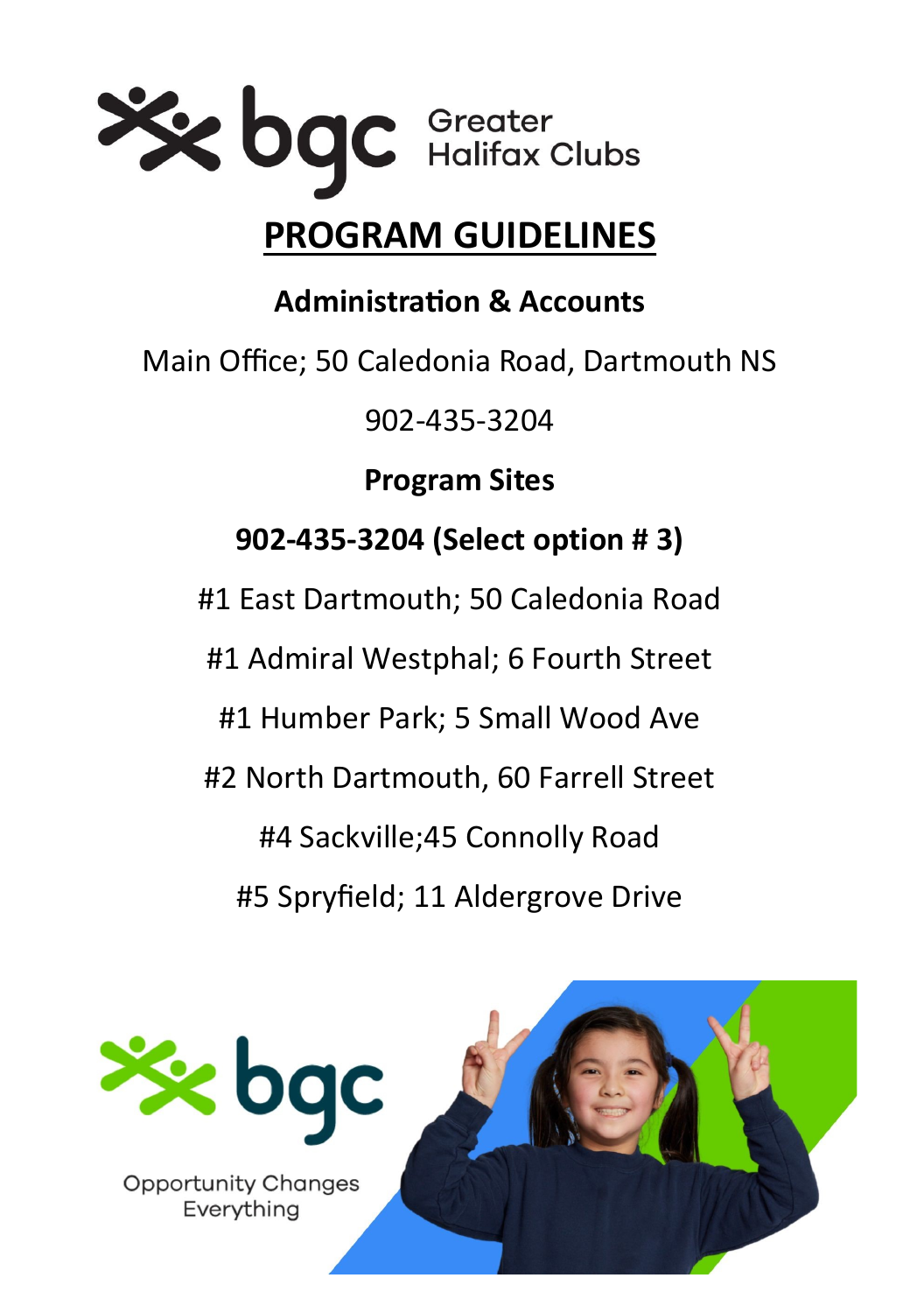bgc Greater Halifax Clubs

# PROGRAM GUIDELINES

## Administration & Accounts

Main Office; 50 Caledonia Road, Dartmouth NS

902-435-3204

## Program Sites

**902-435-3204 (Select option # 3)**

#1 East Dartmouth; 50 Caledonia Road

#1 Admiral Westphal; 6 Fourth Street

#1 Humber Park; 5 Small Wood Ave

#2 North Dartmouth, 60 Farrell Street

#4 Sackville;45 Connolly Road

#5 Spryfield; 11 Aldergrove Drive

bgc

Opportunity Changes Everything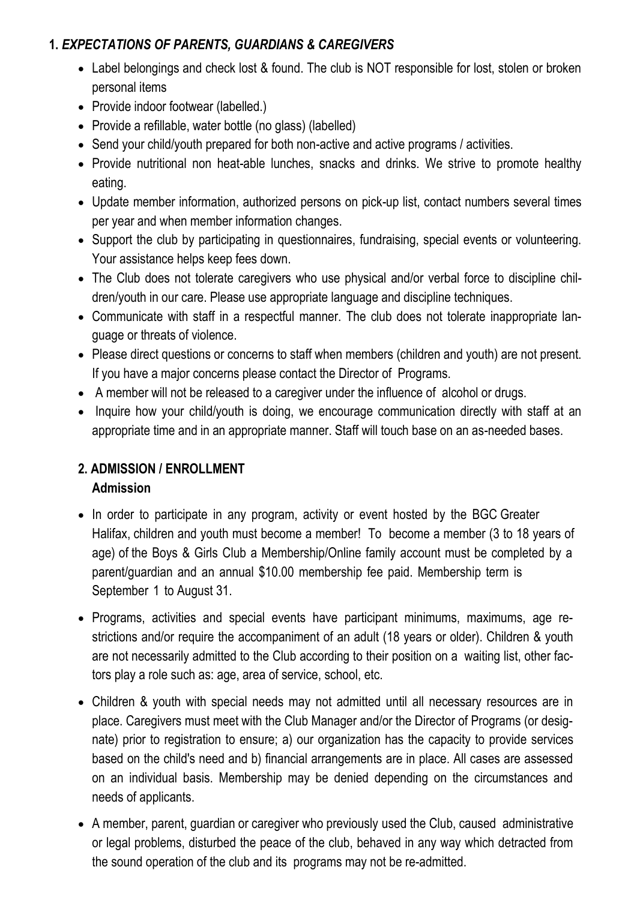## 1. *EXPECTATIONS OF PARENTS, GUARDIANS & CAREGIVERS*

- Label belongings and check lost & found. The club is NOT responsible for lost, stolen or broken personal items
- Provide indoor footwear (labelled.)
- Provide a refillable, water bottle (no glass) (labelled)
- Send your child/youth prepared for both non-active and active programs / activities.
- Provide nutritional non heat-able lunches, snacks and drinks. We strive to promote healthy eating.
- Update member information, authorized persons on pick-up list, contact numbers several times per year and when member information changes.
- Support the club by participating in questionnaires, fundraising, special events or volunteering. Your assistance helps keep fees down.
- The Club does not tolerate caregivers who use physical and/or verbal force to discipline children/youth in our care. Please use appropriate language and discipline techniques.
- Communicate with staff in a respectful manner. The club does not tolerate inappropriate language or threats of violence.
- Please direct questions or concerns to staff when members (children and youth) are not present. If you have a major concerns please contact the Director of Programs.
- A member will not be released to a caregiver under the influence of alcohol or drugs.
- Inquire how your child/youth is doing, we encourage communication directly with staff at an appropriate time and in an appropriate manner. Staff will touch base on an as-needed bases.

## 2. ADMISSION / ENROLLMENT

### Admission

- In order to participate in any program, activity or event hosted by the BGC Greater Halifax, children and youth must become a member! To become a member (3 to 18 years of age) of the Boys & Girls Club a Membership/Online family account must be completed by a parent/guardian and an annual $10.00 membership fee paid. Membership term is September 1 to August 31.
- Programs, activities and special events have participant minimums, maximums, age restrictions and/or require the accompaniment of an adult (18 years or older). Children & youth are not necessarily admitted to the Club according to their position on a waiting list, other factors play a role such as: age, area of service, school, etc.
- Children & youth with special needs may not admitted until all necessary resources are in place. Caregivers must meet with the Club Manager and/or the Director of Programs (or designate) prior to registration to ensure; a) our organization has the capacity to provide services based on the child's need and b) financial arrangements are in place. All cases are assessed on an individual basis. Membership may be denied depending on the circumstances and needs of applicants.
- A member, parent, guardian or caregiver who previously used the Club, caused administrative or legal problems, disturbed the peace of the club, behaved in any way which detracted from the sound operation of the club and its programs may not be re-admitted.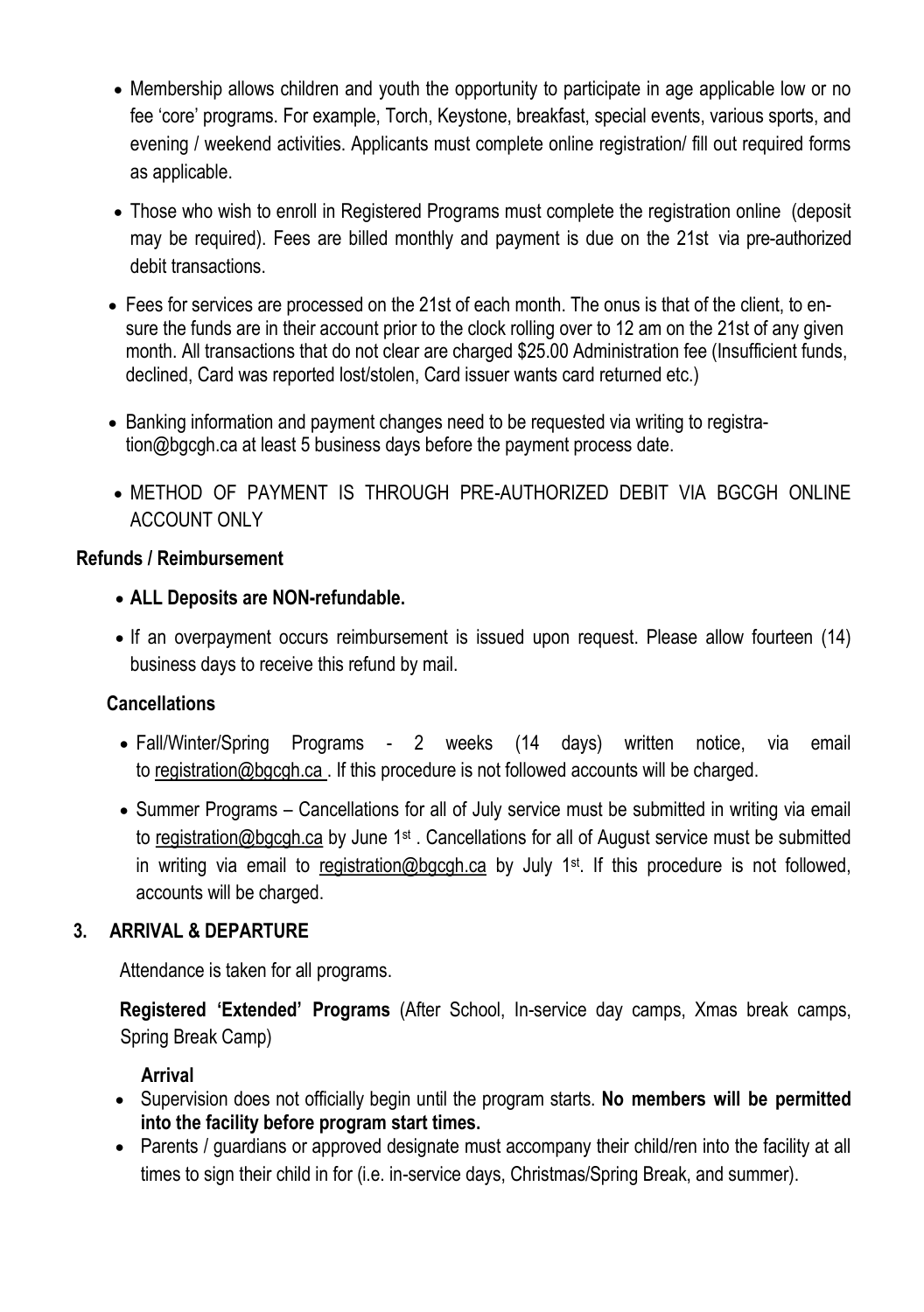- Membership allows children and youth the opportunity to participate in age applicable low or no fee 'core' programs. For example, Torch, Keystone, breakfast, special events, various sports, and evening / weekend activities. Applicants must complete online registration/ fill out required forms as applicable.
- Those who wish to enroll in Registered Programs must complete the registration online (deposit may be required). Fees are billed monthly and payment is due on the 21st via pre-authorized debit transactions.
- Fees for services are processed on the 21st of each month. The onus is that of the client, to ensure the funds are in their account prior to the clock rolling over to 12 am on the 21st of any given month. All transactions that do not clear are charged $25.00 Administration fee (Insufficient funds, declined, Card was reported lost/stolen, Card issuer wants card returned etc.)
- Banking information and payment changes need to be requested via writing to registration@bgcgh.ca at least 5 business days before the payment process date.
- METHOD OF PAYMENT IS THROUGH PRE-AUTHORIZED DEBIT VIA BGCGH ONLINE ACCOUNT ONLY

**Refunds / Reimbursement**

- **ALL Deposits are NON-refundable.**
- If an overpayment occurs reimbursement is issued upon request. Please allow fourteen (14) business days to receive this refund by mail.

**Cancellations**

- Fall/Winter/Spring Programs - 2 weeks (14 days) written notice, via email to registration@bgcgh.ca . If this procedure is not followed accounts will be charged.
- Summer Programs – Cancellations for all of July service must be submitted in writing via email to registration@bgcgh.ca by June 1st . Cancellations for all of August service must be submitted in writing via email to registration@bgcgh.ca by July 1st. If this procedure is not followed, accounts will be charged.

## 3. ARRIVAL & DEPARTURE

Attendance is taken for all programs.

**Registered 'Extended' Programs** (After School, In-service day camps, Xmas break camps, Spring Break Camp)

**Arrival**

- Supervision does not officially begin until the program starts. **No members will be permitted into the facility before program start times.**
- Parents / guardians or approved designate must accompany their child/ren into the facility at all times to sign their child in for (i.e. in-service days, Christmas/Spring Break, and summer).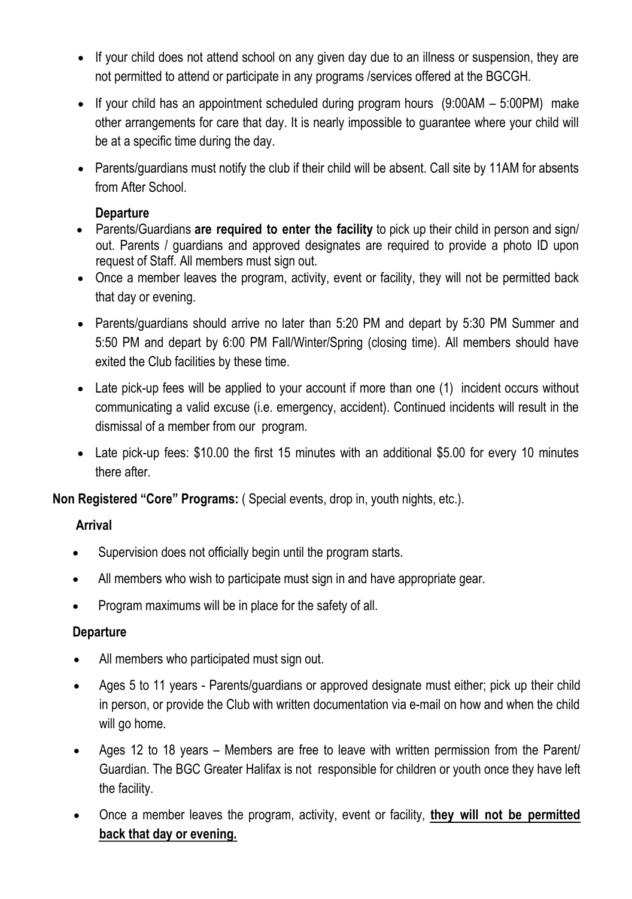- If your child does not attend school on any given day due to an illness or suspension, they are not permitted to attend or participate in any programs /services offered at the BGCGH.
- If your child has an appointment scheduled during program hours (9:00AM – 5:00PM) make other arrangements for care that day. It is nearly impossible to guarantee where your child will be at a specific time during the day.
- Parents/guardians must notify the club if their child will be absent. Call site by 11AM for absents from After School.

**Departure**

- Parents/Guardians **are required to enter the facility** to pick up their child in person and sign/ out. Parents / guardians and approved designates are required to provide a photo ID upon request of Staff. All members must sign out.
- Once a member leaves the program, activity, event or facility, they will not be permitted back that day or evening.
- Parents/guardians should arrive no later than 5:20 PM and depart by 5:30 PM Summer and 5:50 PM and depart by 6:00 PM Fall/Winter/Spring (closing time). All members should have exited the Club facilities by these time.
- Late pick-up fees will be applied to your account if more than one (1) incident occurs without communicating a valid excuse (i.e. emergency, accident). Continued incidents will result in the dismissal of a member from our program.
- Late pick-up fees: $10.00 the first 15 minutes with an additional $5.00 for every 10 minutes there after.

**Non Registered "Core" Programs:** ( Special events, drop in, youth nights, etc.).

**Arrival**

- Supervision does not officially begin until the program starts.
- All members who wish to participate must sign in and have appropriate gear.
- Program maximums will be in place for the safety of all.

**Departure**

- All members who participated must sign out.
- Ages 5 to 11 years - Parents/guardians or approved designate must either; pick up their child in person, or provide the Club with written documentation via e-mail on how and when the child will go home.
- Ages 12 to 18 years – Members are free to leave with written permission from the Parent/ Guardian. The BGC Greater Halifax is not responsible for children or youth once they have left the facility.
- Once a member leaves the program, activity, event or facility, **they will not be permitted back that day or evening.**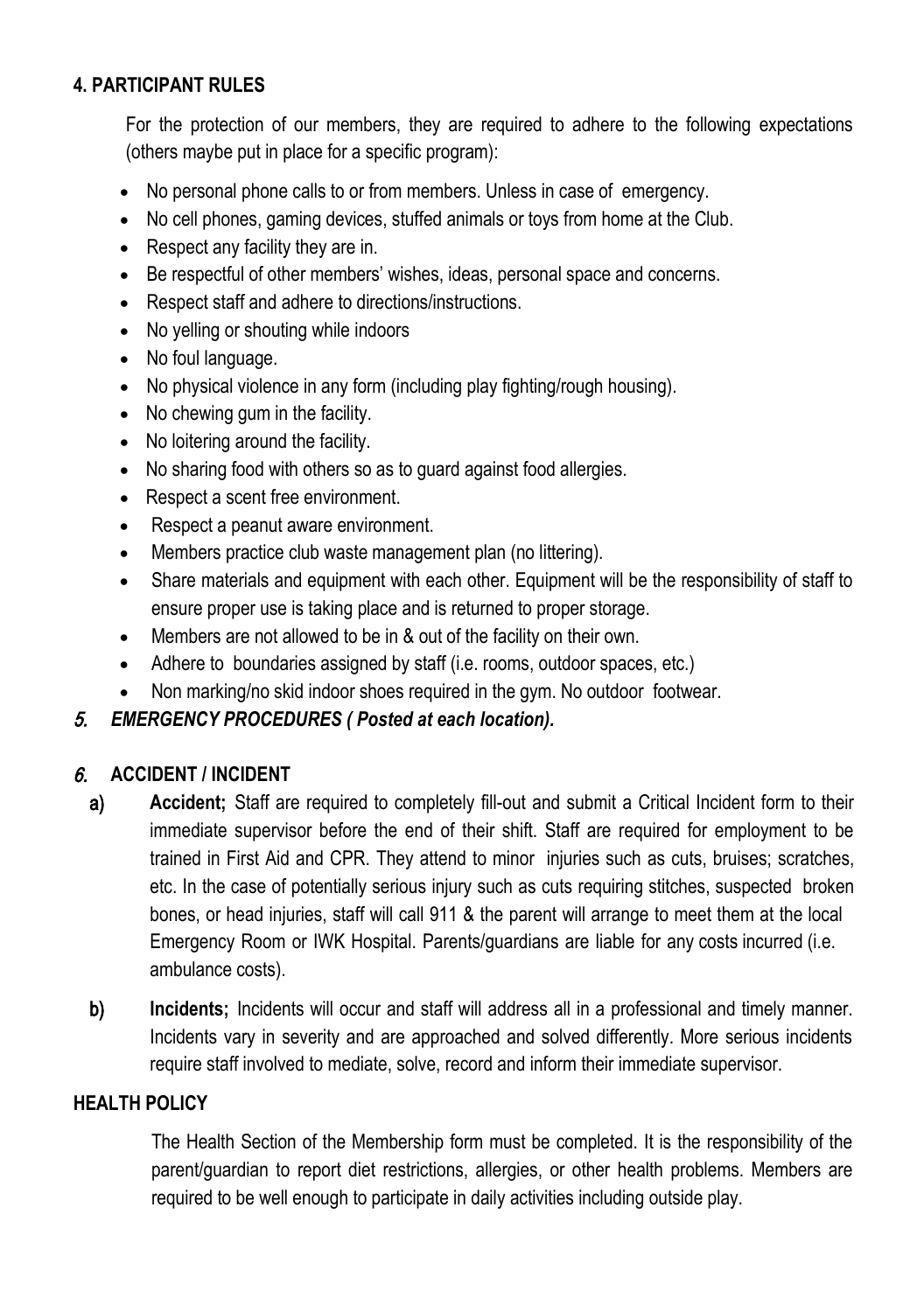## 4. PARTICIPANT RULES

For the protection of our members, they are required to adhere to the following expectations (others maybe put in place for a specific program):

- No personal phone calls to or from members. Unless in case of emergency.
- No cell phones, gaming devices, stuffed animals or toys from home at the Club.
- Respect any facility they are in.
- Be respectful of other members' wishes, ideas, personal space and concerns.
- Respect staff and adhere to directions/instructions.
- No yelling or shouting while indoors
- No foul language.
- No physical violence in any form (including play fighting/rough housing).
- No chewing gum in the facility.
- No loitering around the facility.
- No sharing food with others so as to guard against food allergies.
- Respect a scent free environment.
- Respect a peanut aware environment.
- Members practice club waste management plan (no littering).
- Share materials and equipment with each other. Equipment will be the responsibility of staff to ensure proper use is taking place and is returned to proper storage.
- Members are not allowed to be in & out of the facility on their own.
- Adhere to boundaries assigned by staff (i.e. rooms, outdoor spaces, etc.)
- Non marking/no skid indoor shoes required in the gym. No outdoor footwear.

## *5. EMERGENCY PROCEDURES ( Posted at each location).*

## *6.* ACCIDENT / INCIDENT

**a) Accident;** Staff are required to completely fill-out and submit a Critical Incident form to their immediate supervisor before the end of their shift. Staff are required for employment to be trained in First Aid and CPR. They attend to minor injuries such as cuts, bruises; scratches, etc. In the case of potentially serious injury such as cuts requiring stitches, suspected broken bones, or head injuries, staff will call 911 & the parent will arrange to meet them at the local Emergency Room or IWK Hospital. Parents/guardians are liable for any costs incurred (i.e. ambulance costs).

**b) Incidents;** Incidents will occur and staff will address all in a professional and timely manner. Incidents vary in severity and are approached and solved differently. More serious incidents require staff involved to mediate, solve, record and inform their immediate supervisor.

## HEALTH POLICY

The Health Section of the Membership form must be completed. It is the responsibility of the parent/guardian to report diet restrictions, allergies, or other health problems. Members are required to be well enough to participate in daily activities including outside play.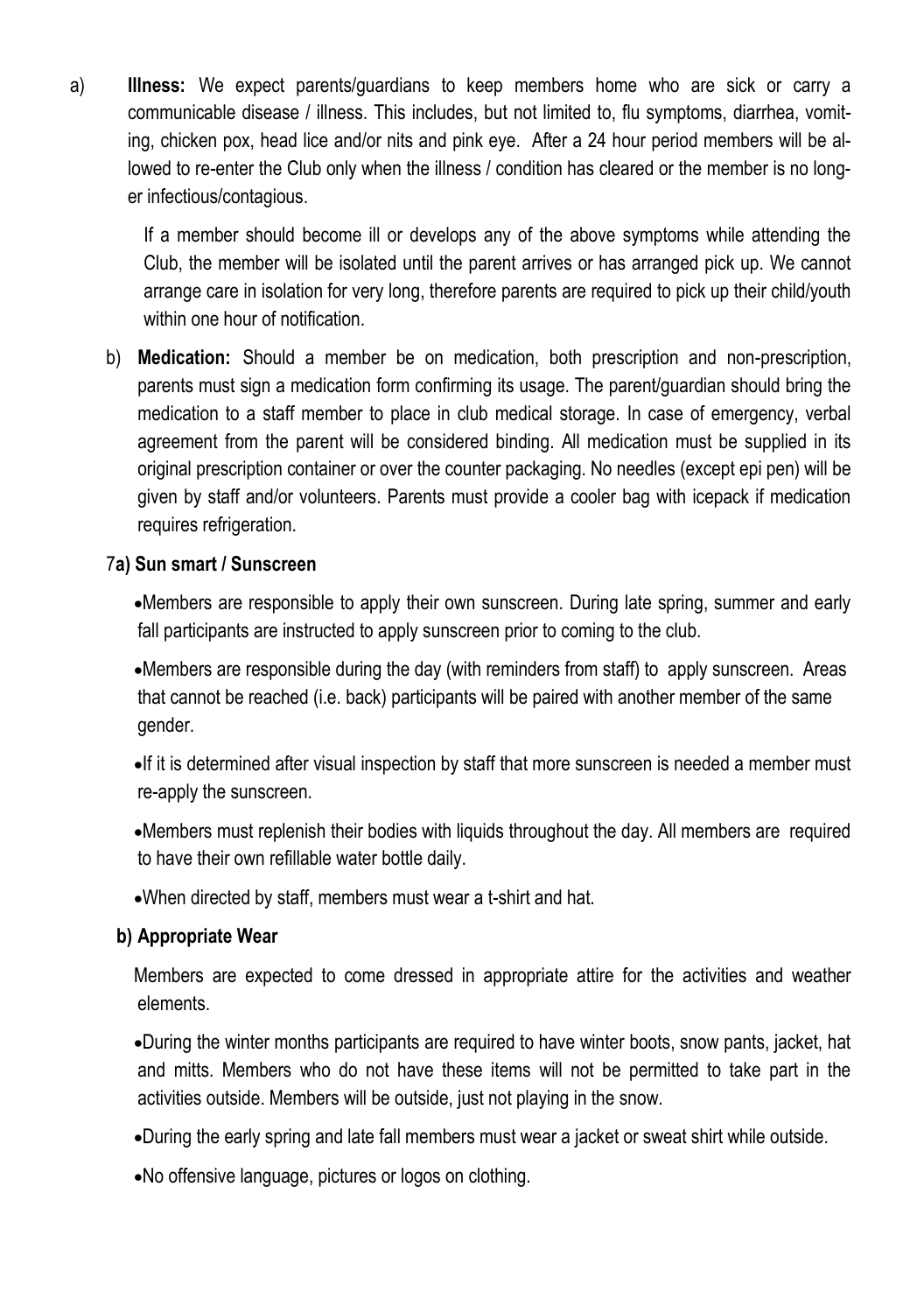a) **Illness:** We expect parents/guardians to keep members home who are sick or carry a communicable disease / illness. This includes, but not limited to, flu symptoms, diarrhea, vomiting, chicken pox, head lice and/or nits and pink eye. After a 24 hour period members will be allowed to re-enter the Club only when the illness / condition has cleared or the member is no longer infectious/contagious.

   If a member should become ill or develops any of the above symptoms while attending the Club, the member will be isolated until the parent arrives or has arranged pick up. We cannot arrange care in isolation for very long, therefore parents are required to pick up their child/youth within one hour of notification.

b) **Medication:** Should a member be on medication, both prescription and non-prescription, parents must sign a medication form confirming its usage. The parent/guardian should bring the medication to a staff member to place in club medical storage. In case of emergency, verbal agreement from the parent will be considered binding. All medication must be supplied in its original prescription container or over the counter packaging. No needles (except epi pen) will be given by staff and/or volunteers. Parents must provide a cooler bag with icepack if medication requires refrigeration.

**7a) Sun smart / Sunscreen**

- Members are responsible to apply their own sunscreen. During late spring, summer and early fall participants are instructed to apply sunscreen prior to coming to the club.
- Members are responsible during the day (with reminders from staff) to apply sunscreen. Areas that cannot be reached (i.e. back) participants will be paired with another member of the same gender.
- If it is determined after visual inspection by staff that more sunscreen is needed a member must re-apply the sunscreen.
- Members must replenish their bodies with liquids throughout the day. All members are required to have their own refillable water bottle daily.
- When directed by staff, members must wear a t-shirt and hat.

**b) Appropriate Wear**

Members are expected to come dressed in appropriate attire for the activities and weather elements.

- During the winter months participants are required to have winter boots, snow pants, jacket, hat and mitts. Members who do not have these items will not be permitted to take part in the activities outside. Members will be outside, just not playing in the snow.
- During the early spring and late fall members must wear a jacket or sweat shirt while outside.
- No offensive language, pictures or logos on clothing.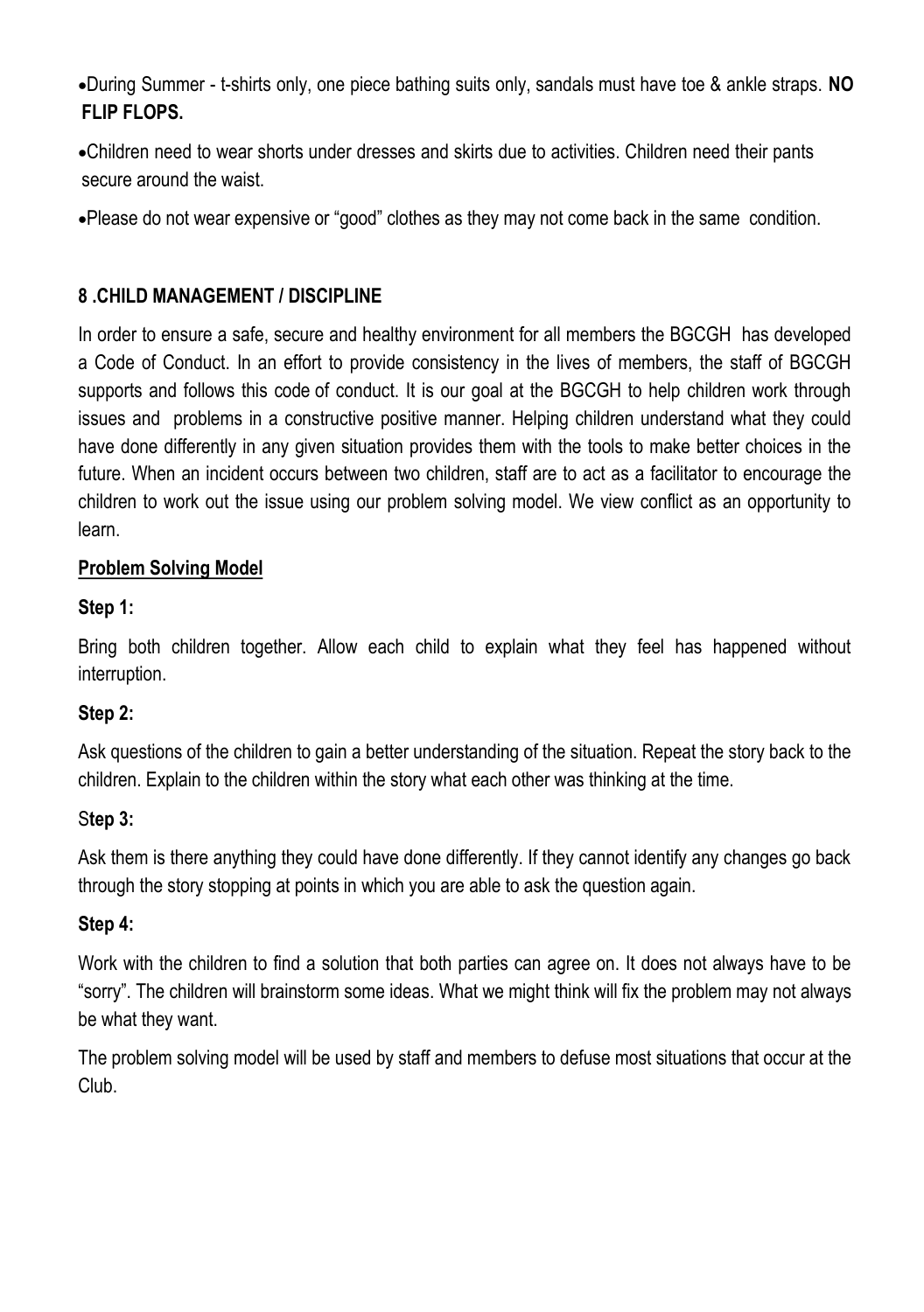- During Summer - t-shirts only, one piece bathing suits only, sandals must have toe & ankle straps. **NO FLIP FLOPS.**
- Children need to wear shorts under dresses and skirts due to activities. Children need their pants secure around the waist.
- Please do not wear expensive or "good" clothes as they may not come back in the same condition.

## 8 .CHILD MANAGEMENT / DISCIPLINE

In order to ensure a safe, secure and healthy environment for all members the BGCGH has developed a Code of Conduct. In an effort to provide consistency in the lives of members, the staff of BGCGH supports and follows this code of conduct. It is our goal at the BGCGH to help children work through issues and problems in a constructive positive manner. Helping children understand what they could have done differently in any given situation provides them with the tools to make better choices in the future. When an incident occurs between two children, staff are to act as a facilitator to encourage the children to work out the issue using our problem solving model. We view conflict as an opportunity to learn.

### Problem Solving Model

**Step 1:**

Bring both children together. Allow each child to explain what they feel has happened without interruption.

**Step 2:**

Ask questions of the children to gain a better understanding of the situation. Repeat the story back to the children. Explain to the children within the story what each other was thinking at the time.

**Step 3:**

Ask them is there anything they could have done differently. If they cannot identify any changes go back through the story stopping at points in which you are able to ask the question again.

**Step 4:**

Work with the children to find a solution that both parties can agree on. It does not always have to be "sorry". The children will brainstorm some ideas. What we might think will fix the problem may not always be what they want.

The problem solving model will be used by staff and members to defuse most situations that occur at the Club.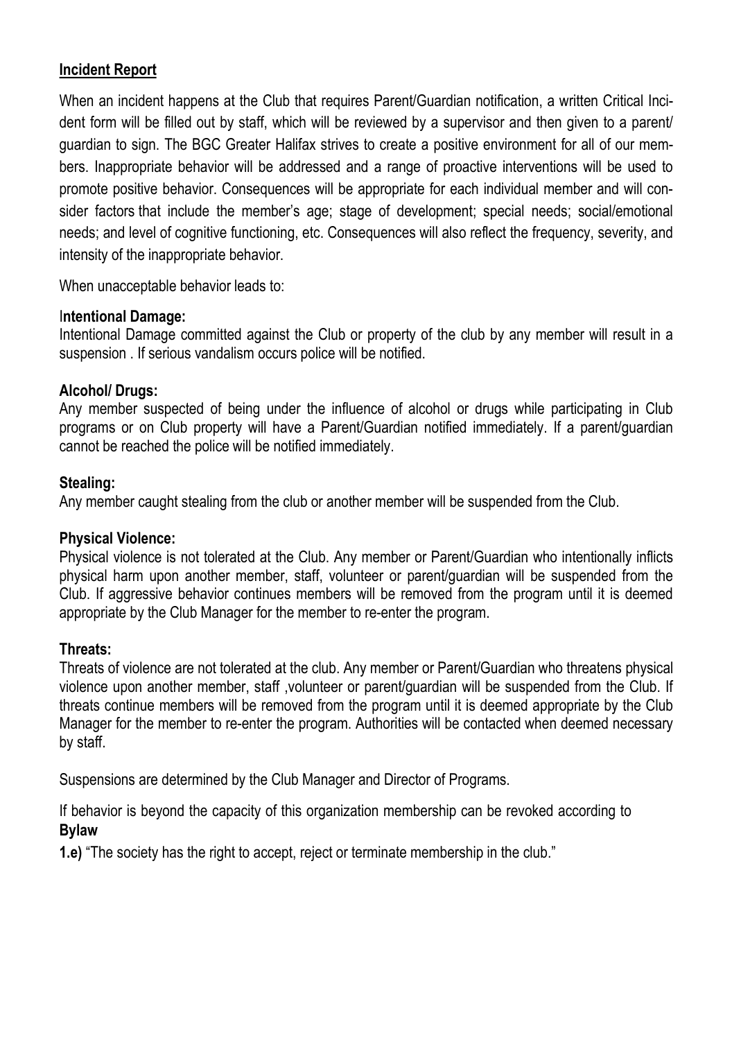**Incident Report**

When an incident happens at the Club that requires Parent/Guardian notification, a written Critical Incident form will be filled out by staff, which will be reviewed by a supervisor and then given to a parent/ guardian to sign. The BGC Greater Halifax strives to create a positive environment for all of our members. Inappropriate behavior will be addressed and a range of proactive interventions will be used to promote positive behavior. Consequences will be appropriate for each individual member and will consider factors that include the member's age; stage of development; special needs; social/emotional needs; and level of cognitive functioning, etc. Consequences will also reflect the frequency, severity, and intensity of the inappropriate behavior.

When unacceptable behavior leads to:

**Intentional Damage:**
Intentional Damage committed against the Club or property of the club by any member will result in a suspension . If serious vandalism occurs police will be notified.

**Alcohol/ Drugs:**
Any member suspected of being under the influence of alcohol or drugs while participating in Club programs or on Club property will have a Parent/Guardian notified immediately. If a parent/guardian cannot be reached the police will be notified immediately.

**Stealing:**
Any member caught stealing from the club or another member will be suspended from the Club.

**Physical Violence:**
Physical violence is not tolerated at the Club. Any member or Parent/Guardian who intentionally inflicts physical harm upon another member, staff, volunteer or parent/guardian will be suspended from the Club. If aggressive behavior continues members will be removed from the program until it is deemed appropriate by the Club Manager for the member to re-enter the program.

**Threats:**
Threats of violence are not tolerated at the club. Any member or Parent/Guardian who threatens physical violence upon another member, staff ,volunteer or parent/guardian will be suspended from the Club. If threats continue members will be removed from the program until it is deemed appropriate by the Club Manager for the member to re-enter the program. Authorities will be contacted when deemed necessary by staff.

Suspensions are determined by the Club Manager and Director of Programs.

If behavior is beyond the capacity of this organization membership can be revoked according to
**Bylaw**

**1.e)** "The society has the right to accept, reject or terminate membership in the club."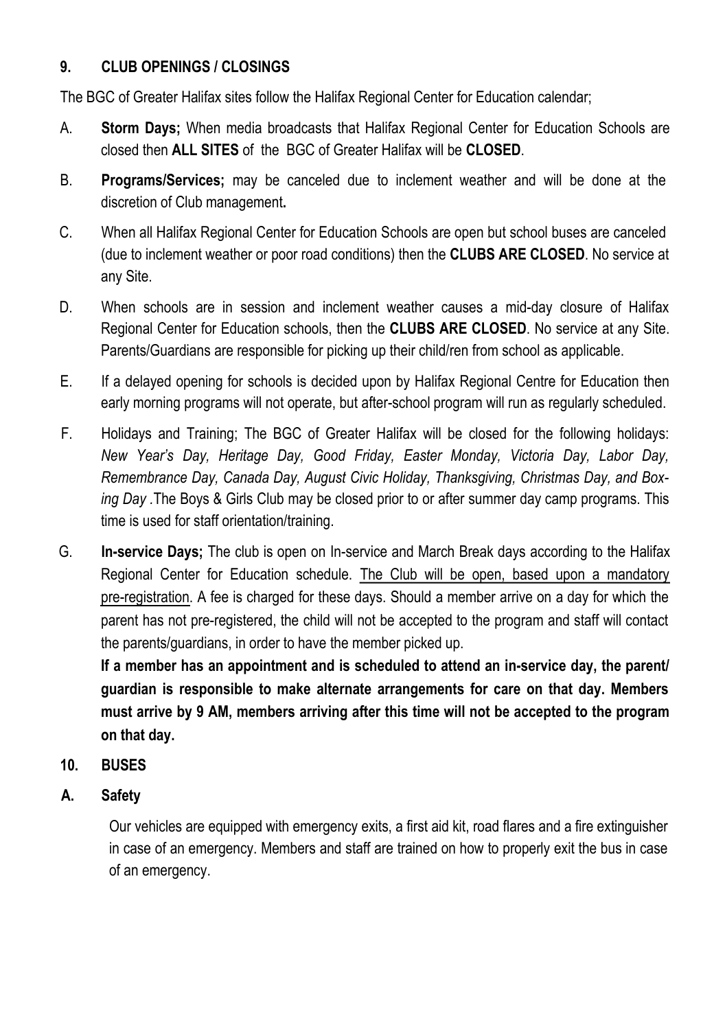## 9. CLUB OPENINGS / CLOSINGS

The BGC of Greater Halifax sites follow the Halifax Regional Center for Education calendar;

A. **Storm Days;** When media broadcasts that Halifax Regional Center for Education Schools are closed then **ALL SITES** of the BGC of Greater Halifax will be **CLOSED**.

B. **Programs/Services;** may be canceled due to inclement weather and will be done at the discretion of Club management**.**

C. When all Halifax Regional Center for Education Schools are open but school buses are canceled (due to inclement weather or poor road conditions) then the **CLUBS ARE CLOSED**. No service at any Site.

D. When schools are in session and inclement weather causes a mid-day closure of Halifax Regional Center for Education schools, then the **CLUBS ARE CLOSED**. No service at any Site. Parents/Guardians are responsible for picking up their child/ren from school as applicable.

E. If a delayed opening for schools is decided upon by Halifax Regional Centre for Education then early morning programs will not operate, but after-school program will run as regularly scheduled.

F. Holidays and Training; The BGC of Greater Halifax will be closed for the following holidays: *New Year's Day, Heritage Day, Good Friday, Easter Monday, Victoria Day, Labor Day, Remembrance Day, Canada Day, August Civic Holiday, Thanksgiving, Christmas Day, and Boxing Day* .The Boys & Girls Club may be closed prior to or after summer day camp programs. This time is used for staff orientation/training.

G. **In-service Days;** The club is open on In-service and March Break days according to the Halifax Regional Center for Education schedule. <u>The Club will be open, based upon a mandatory pre-registration</u>. A fee is charged for these days. Should a member arrive on a day for which the parent has not pre-registered, the child will not be accepted to the program and staff will contact the parents/guardians, in order to have the member picked up.

**If a member has an appointment and is scheduled to attend an in-service day, the parent/guardian is responsible to make alternate arrangements for care on that day. Members must arrive by 9 AM, members arriving after this time will not be accepted to the program on that day.**

## 10. BUSES

### A. Safety

Our vehicles are equipped with emergency exits, a first aid kit, road flares and a fire extinguisher in case of an emergency. Members and staff are trained on how to properly exit the bus in case of an emergency.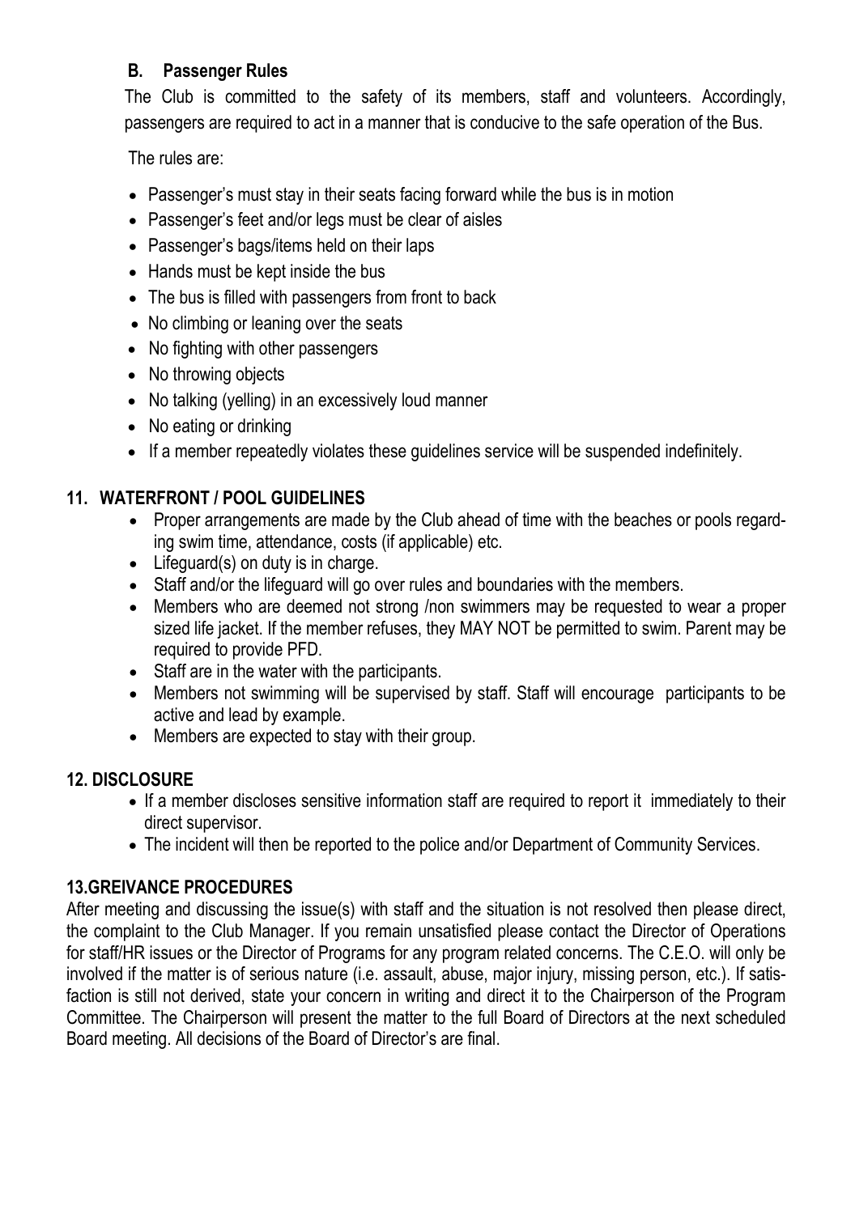### B. Passenger Rules

The Club is committed to the safety of its members, staff and volunteers. Accordingly, passengers are required to act in a manner that is conducive to the safe operation of the Bus.

The rules are:

- Passenger's must stay in their seats facing forward while the bus is in motion
- Passenger's feet and/or legs must be clear of aisles
- Passenger's bags/items held on their laps
- Hands must be kept inside the bus
- The bus is filled with passengers from front to back
- No climbing or leaning over the seats
- No fighting with other passengers
- No throwing objects
- No talking (yelling) in an excessively loud manner
- No eating or drinking
- If a member repeatedly violates these guidelines service will be suspended indefinitely.

## 11. WATERFRONT / POOL GUIDELINES

- Proper arrangements are made by the Club ahead of time with the beaches or pools regarding swim time, attendance, costs (if applicable) etc.
- Lifeguard(s) on duty is in charge.
- Staff and/or the lifeguard will go over rules and boundaries with the members.
- Members who are deemed not strong /non swimmers may be requested to wear a proper sized life jacket. If the member refuses, they MAY NOT be permitted to swim. Parent may be required to provide PFD.
- Staff are in the water with the participants.
- Members not swimming will be supervised by staff. Staff will encourage participants to be active and lead by example.
- Members are expected to stay with their group.

## 12. DISCLOSURE

- If a member discloses sensitive information staff are required to report it immediately to their direct supervisor.
- The incident will then be reported to the police and/or Department of Community Services.

## 13.GREIVANCE PROCEDURES

After meeting and discussing the issue(s) with staff and the situation is not resolved then please direct, the complaint to the Club Manager. If you remain unsatisfied please contact the Director of Operations for staff/HR issues or the Director of Programs for any program related concerns. The C.E.O. will only be involved if the matter is of serious nature (i.e. assault, abuse, major injury, missing person, etc.). If satisfaction is still not derived, state your concern in writing and direct it to the Chairperson of the Program Committee. The Chairperson will present the matter to the full Board of Directors at the next scheduled Board meeting. All decisions of the Board of Director's are final.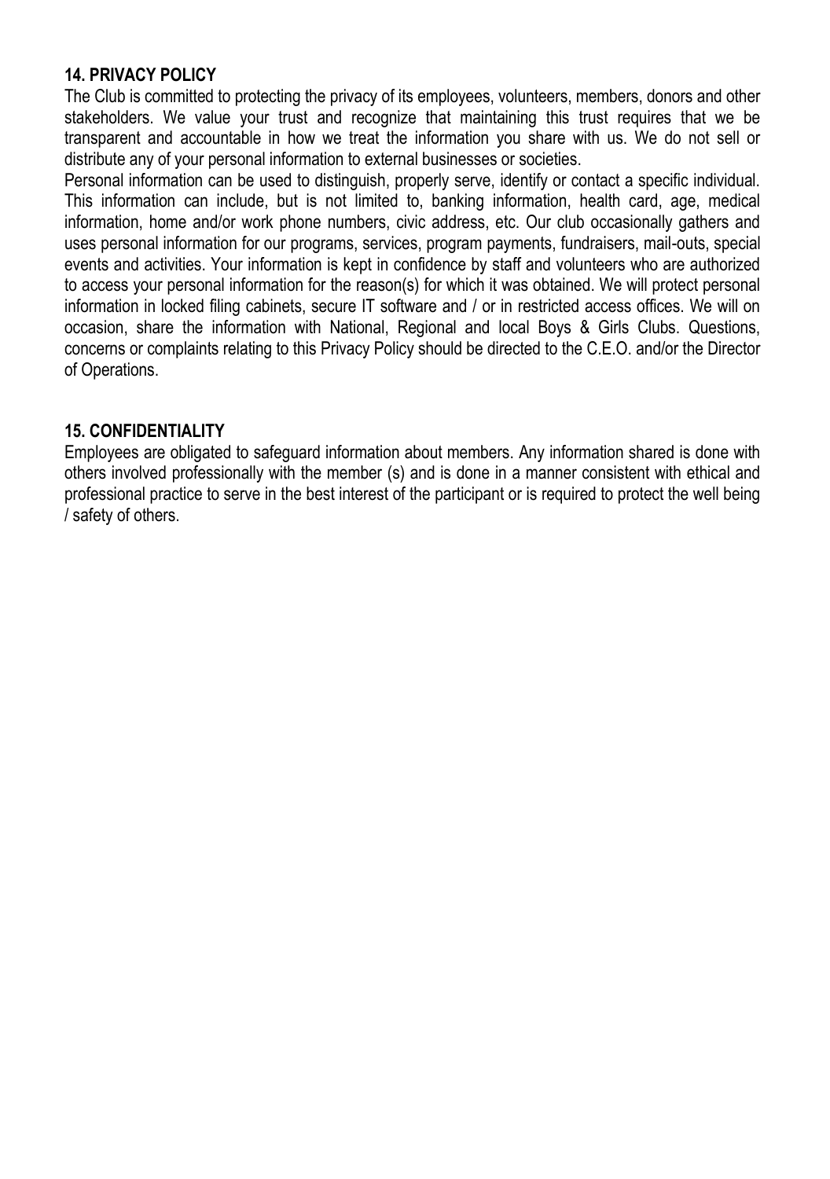### 14. PRIVACY POLICY

The Club is committed to protecting the privacy of its employees, volunteers, members, donors and other stakeholders. We value your trust and recognize that maintaining this trust requires that we be transparent and accountable in how we treat the information you share with us. We do not sell or distribute any of your personal information to external businesses or societies.

Personal information can be used to distinguish, properly serve, identify or contact a specific individual. This information can include, but is not limited to, banking information, health card, age, medical information, home and/or work phone numbers, civic address, etc. Our club occasionally gathers and uses personal information for our programs, services, program payments, fundraisers, mail-outs, special events and activities. Your information is kept in confidence by staff and volunteers who are authorized to access your personal information for the reason(s) for which it was obtained. We will protect personal information in locked filing cabinets, secure IT software and / or in restricted access offices. We will on occasion, share the information with National, Regional and local Boys & Girls Clubs. Questions, concerns or complaints relating to this Privacy Policy should be directed to the C.E.O. and/or the Director of Operations.

### 15. CONFIDENTIALITY

Employees are obligated to safeguard information about members. Any information shared is done with others involved professionally with the member (s) and is done in a manner consistent with ethical and professional practice to serve in the best interest of the participant or is required to protect the well being / safety of others.